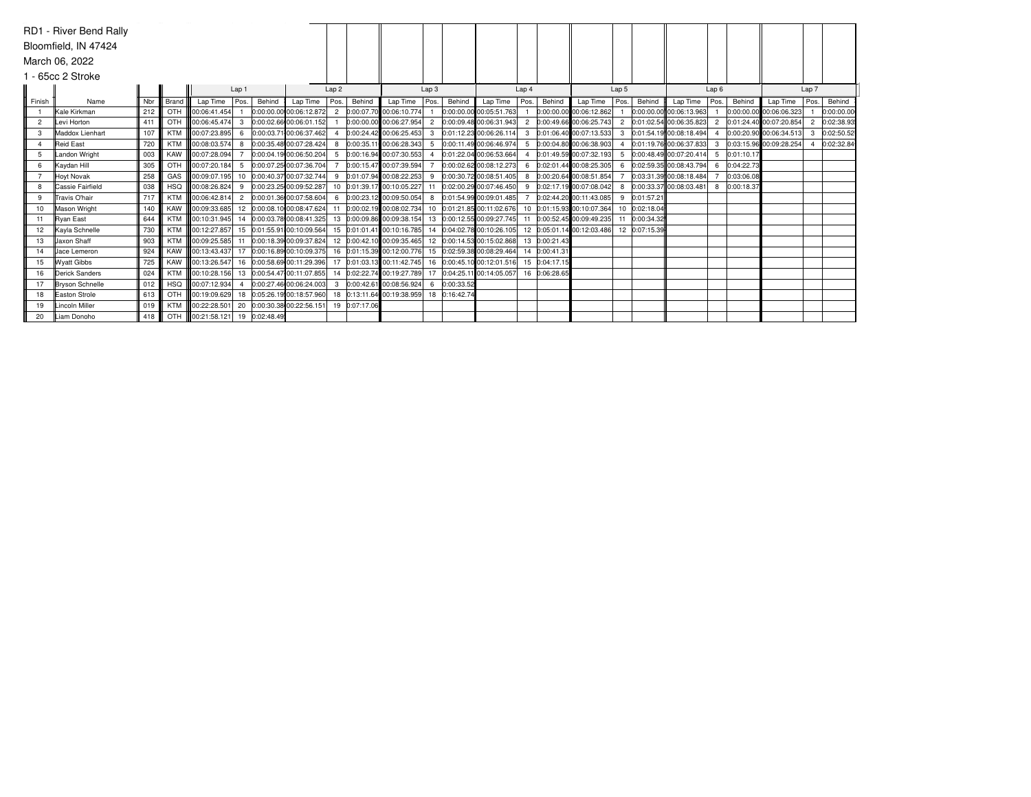RD1 - River Bend Rally

Bloomfield, IN 47424

March 06, 2022

1 - 65cc 2 Stroke

| | | | | Lap 1 | | | Lap 2 | | | Lap 3 | | | Lap 4 | | | Lap 5 | | | Lap 6 | | | Lap 7 | | |
|---|---|---|---|---|---|---|---|---|---|---|---|---|---|---|---|---|---|---|---|---|---|---|---|---|
| Finish | Name | Nbr | Brand | Lap Time | Pos. | Behind | Lap Time | Pos. | Behind | Lap Time | Pos. | Behind | Lap Time | Pos. | Behind | Lap Time | Pos. | Behind | Lap Time | Pos. | Behind | Lap Time | Pos. | Behind |
| 1 | Kale Kirkman | 212 | OTH | 00:06:41.454 | 1 | 0:00:00.00 | 00:06:12.872 | 2 | 0:00:07.70 | 00:06:10.774 | 1 | 0:00:00.00 | 00:05:51.763 | 1 | 0:00:00.00 | 00:06:12.862 | 1 | 0:00:00.00 | 00:06:13.963 | 1 | 0:00:00.00 | 00:06:06.323 | 1 | 0:00:00.00 |
| 2 | Levi Horton | 411 | OTH | 00:06:45.474 | 3 | 0:00:02.66 | 00:06:01.152 | 1 | 0:00:00.00 | 00:06:27.954 | 2 | 0:00:09.48 | 00:06:31.943 | 2 | 0:00:49.66 | 00:06:25.743 | 2 | 0:01:02.54 | 00:06:35.823 | 2 | 0:01:24.40 | 00:07:20.854 | 2 | 0:02:38.93 |
| 3 | Maddox Lienhart | 107 | KTM | 00:07:23.895 | 6 | 0:00:03.71 | 00:06:37.462 | 4 | 0:00:24.42 | 00:06:25.453 | 3 | 0:01:12.23 | 00:06:26.114 | 3 | 0:01:06.40 | 00:07:13.533 | 3 | 0:01:54.19 | 00:08:18.494 | 4 | 0:00:20.90 | 00:06:34.513 | 3 | 0:02:50.52 |
| 4 | Reid East | 720 | KTM | 00:08:03.574 | 8 | 0:00:35.48 | 00:07:28.424 | 8 | 0:00:35.11 | 00:06:28.343 | 5 | 0:00:11.49 | 00:06:46.974 | 5 | 0:00:04.80 | 00:06:38.903 | 4 | 0:01:19.76 | 00:06:37.833 | 3 | 0:03:15.96 | 00:09:28.254 | 4 | 0:02:32.84 |
| 5 | Landon Wright | 003 | KAW | 00:07:28.094 | 7 | 0:00:04.19 | 00:06:50.204 | 5 | 0:00:16.94 | 00:07:30.553 | 4 | 0:01:22.04 | 00:06:53.664 | 4 | 0:01:49.59 | 00:07:32.193 | 5 | 0:00:48.49 | 00:07:20.414 | 5 | 0:01:10.17 | | | |
| 6 | Kaydan Hill | 305 | OTH | 00:07:20.184 | 5 | 0:00:07.25 | 00:07:36.704 | 7 | 0:00:15.47 | 00:07:39.594 | 7 | 0:00:02.62 | 00:08:12.273 | 6 | 0:02:01.44 | 00:08:25.305 | 6 | 0:02:59.35 | 00:08:43.794 | 6 | 0:04:22.73 | | | |
| 7 | Hoyt Novak | 258 | GAS | 00:09:07.195 | 10 | 0:00:40.37 | 00:07:32.744 | 9 | 0:01:07.94 | 00:08:22.253 | 9 | 0:00:30.72 | 00:08:51.405 | 8 | 0:00:20.64 | 00:08:51.854 | 7 | 0:03:31.39 | 00:08:18.484 | 7 | 0:03:06.08 | | | |
| 8 | Cassie Fairfield | 038 | HSQ | 00:08:26.824 | 9 | 0:00:23.25 | 00:09:52.287 | 10 | 0:01:39.17 | 00:10:05.227 | 11 | 0:02:00.29 | 00:07:46.450 | 9 | 0:02:17.19 | 00:07:08.042 | 8 | 0:00:33.37 | 00:08:03.481 | 8 | 0:00:18.37 | | | |
| 9 | Travis O'hair | 717 | KTM | 00:06:42.814 | 2 | 0:00:01.36 | 00:07:58.604 | 6 | 0:00:23.12 | 00:09:50.054 | 8 | 0:01:54.99 | 00:09:01.485 | 7 | 0:02:44.20 | 00:11:43.085 | 9 | 0:01:57.21 | | | | | | |
| 10 | Mason Wright | 140 | KAW | 00:09:33.685 | 12 | 0:00:08.10 | 00:08:47.624 | 11 | 0:00:02.19 | 00:08:02.734 | 10 | 0:01:21.85 | 00:11:02.676 | 10 | 0:01:15.93 | 00:10:07.364 | 10 | 0:02:18.04 | | | | | | |
| 11 | Ryan East | 644 | KTM | 00:10:31.945 | 14 | 0:00:03.78 | 00:08:41.325 | 13 | 0:00:09.86 | 00:09:38.154 | 13 | 0:00:12.55 | 00:09:27.745 | 11 | 0:00:52.45 | 00:09:49.235 | 11 | 0:00:34.32 | | | | | | |
| 12 | Kayla Schnelle | 730 | KTM | 00:12:27.857 | 15 | 0:01:55.91 | 00:10:09.564 | 15 | 0:01:01.41 | 00:10:16.785 | 14 | 0:04:02.78 | 00:10:26.105 | 12 | 0:05:01.14 | 00:12:03.486 | 12 | 0:07:15.39 | | | | | | |
| 13 | Jaxon Shaff | 903 | KTM | 00:09:25.585 | 11 | 0:00:18.39 | 00:09:37.824 | 12 | 0:00:42.10 | 00:09:35.465 | 12 | 0:00:14.53 | 00:15:02.868 | 13 | 0:00:21.43 | | | | | | | | | |
| 14 | Jace Lemeron | 924 | KAW | 00:13:43.437 | 17 | 0:00:16.89 | 00:10:09.375 | 16 | 0:01:15.39 | 00:12:00.776 | 15 | 0:02:59.38 | 00:08:29.464 | 14 | 0:00:41.31 | | | | | | | | | |
| 15 | Wyatt Gibbs | 725 | KAW | 00:13:26.547 | 16 | 0:00:58.69 | 00:11:29.396 | 17 | 0:01:03.13 | 00:11:42.745 | 16 | 0:00:45.10 | 00:12:01.516 | 15 | 0:04:17.15 | | | | | | | | | |
| 16 | Derick Sanders | 024 | KTM | 00:10:28.156 | 13 | 0:00:54.47 | 00:11:07.855 | 14 | 0:02:22.74 | 00:19:27.789 | 17 | 0:04:25.11 | 00:14:05.057 | 16 | 0:06:28.65 | | | | | | | | | |
| 17 | Bryson Schnelle | 012 | HSQ | 00:07:12.934 | 4 | 0:00:27.46 | 00:06:24.003 | 3 | 0:00:42.61 | 00:08:56.924 | 6 | 0:00:33.52 | | | | | | | | | | | | |
| 18 | Easton Strole | 613 | OTH | 00:19:09.629 | 18 | 0:05:26.19 | 00:18:57.960 | 18 | 0:13:11.64 | 00:19:38.959 | 18 | 0:16:42.74 | | | | | | | | | | | | |
| 19 | Lincoln Miller | 019 | KTM | 00:22:28.501 | 20 | 0:00:30.38 | 00:22:56.151 | 19 | 0:07:17.06 | | | | | | | | | | | | | | | |
| 20 | Liam Donoho | 418 | OTH | 00:21:58.121 | 19 | 0:02:48.49 | | | | | | | | | | | | | | | | | | |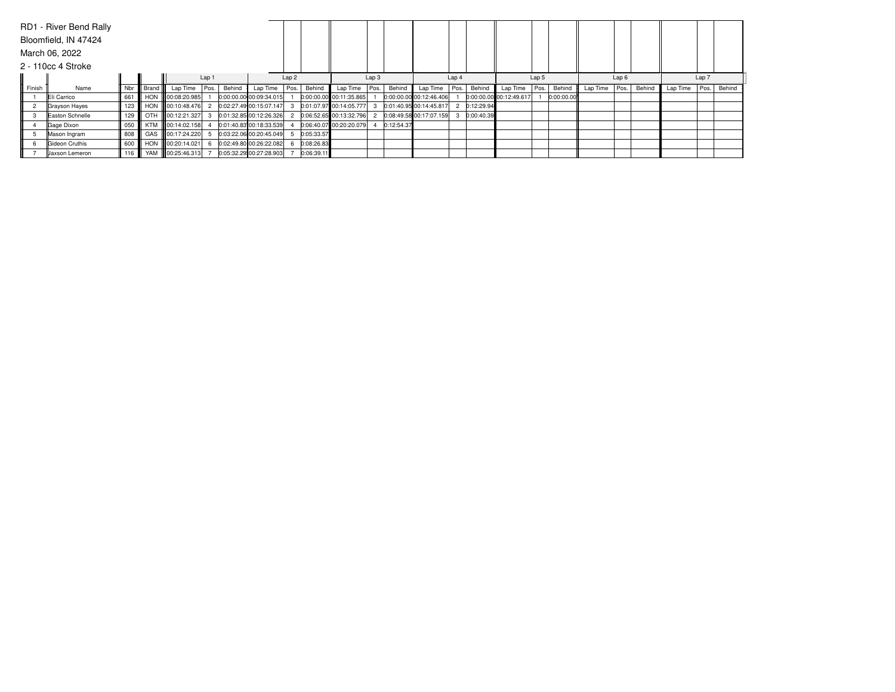RD1 - River Bend Rally

Bloomfield, IN 47424

March 06, 2022

2 - 110cc 4 Stroke

| | | | | Lap 1 | | | Lap 2 | | | Lap 3 | | | Lap 4 | | | Lap 5 | | | Lap 6 | | | Lap 7 | | |
|---|---|---|---|---|---|---|---|---|---|---|---|---|---|---|---|---|---|---|---|---|---|---|---|---|
| Finish | Name | Nbr | Brand | Lap Time | Pos. | Behind | Lap Time | Pos. | Behind | Lap Time | Pos. | Behind | Lap Time | Pos. | Behind | Lap Time | Pos. | Behind | Lap Time | Pos. | Behind | Lap Time | Pos. | Behind |
| 1 | Eli Carrico | 661 | HON | 00:08:20.985 | 1 | 0:00:00.00 | 00:09:34.015 | 1 | 0:00:00.00 | 00:11:35.865 | 1 | 0:00:00.00 | 00:12:46.406 | 1 | 0:00:00.00 | 00:12:49.617 | 1 | 0:00:00.00 | | | | | | |
| 2 | Grayson Hayes | 123 | HON | 00:10:48.476 | 2 | 0:02:27.49 | 00:15:07.147 | 3 | 0:01:07.97 | 00:14:05.777 | 3 | 0:01:40.95 | 00:14:45.817 | 2 | 0:12:29.94 | | | | | | | | | |
| 3 | Easton Schnelle | 129 | OTH | 00:12:21.327 | 3 | 0:01:32.85 | 00:12:26.326 | 2 | 0:06:52.65 | 00:13:32.796 | 2 | 0:08:49.58 | 00:17:07.159 | 3 | 0:00:40.39 | | | | | | | | | |
| 4 | Gage Dixon | 050 | KTM | 00:14:02.158 | 4 | 0:01:40.83 | 00:18:33.539 | 4 | 0:06:40.07 | 00:20:20.079 | 4 | 0:12:54.37 | | | | | | | | | | | | |
| 5 | Mason Ingram | 808 | GAS | 00:17:24.220 | 5 | 0:03:22.06 | 00:20:45.049 | 5 | 0:05:33.57 | | | | | | | | | | | | | | | |
| 6 | Gideon Cruthis | 600 | HON | 00:20:14.021 | 6 | 0:02:49.80 | 00:26:22.082 | 6 | 0:08:26.83 | | | | | | | | | | | | | | | |
| 7 | Jaxson Lemeron | 116 | YAM | 00:25:46.313 | 7 | 0:05:32.29 | 00:27:28.903 | 7 | 0:06:39.11 | | | | | | | | | | | | | | | |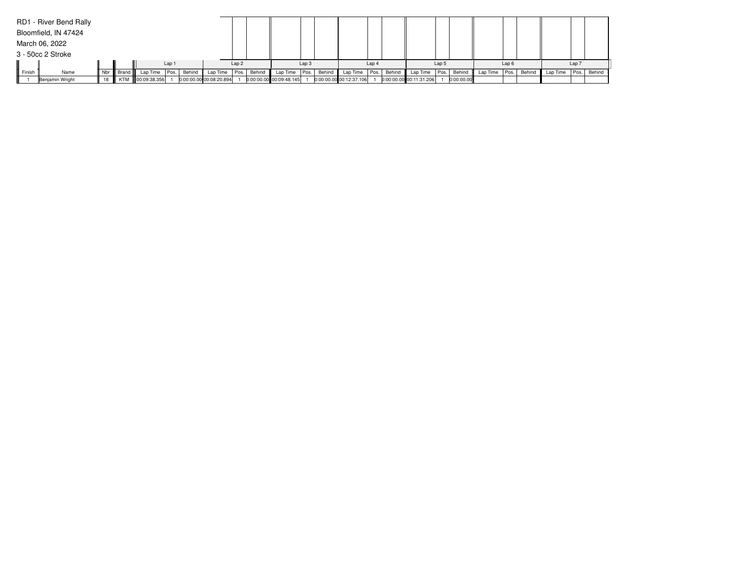RD1 - River Bend Rally

Bloomfield, IN 47424

March 06, 2022

3 - 50cc 2 Stroke

| | | | | Lap 1 | | | Lap 2 | | | Lap 3 | | | Lap 4 | | | Lap 5 | | | Lap 6 | | | Lap 7 | | |
|---|---|---|---|---|---|---|---|---|---|---|---|---|---|---|---|---|---|---|---|---|---|---|---|---|
| Finish | Name | Nbr | Brand | Lap Time | Pos. | Behind | Lap Time | Pos. | Behind | Lap Time | Pos. | Behind | Lap Time | Pos. | Behind | Lap Time | Pos. | Behind | Lap Time | Pos. | Behind | Lap Time | Pos. | Behind |
| 1 | Benjamin Wright | 18 | KTM | 00:09:38.356 | 1 | 0:00:00.00 | 00:08:20.894 | 1 | 0:00:00.00 | 00:09:48.145 | 1 | 0:00:00.00 | 00:12:37.106 | 1 | 0:00:00.00 | 00:11:31.206 | 1 | 0:00:00.00 | | | | | | |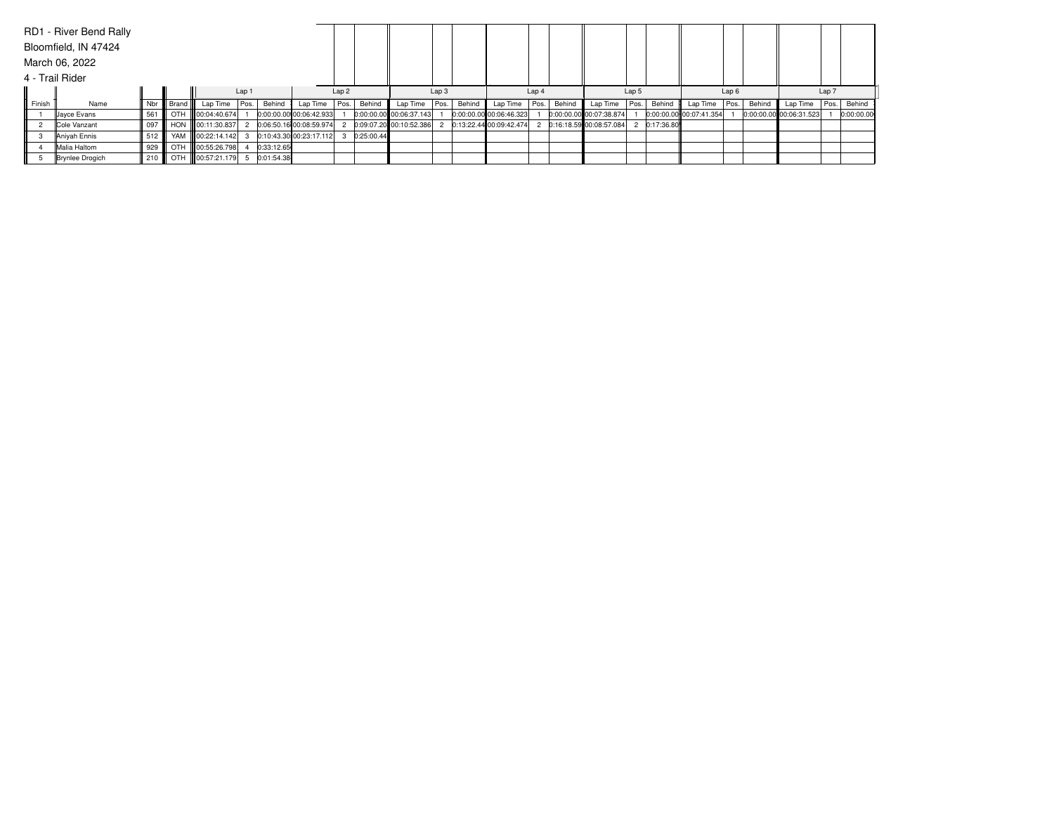RD1 - River Bend Rally

Bloomfield, IN 47424

March 06, 2022

4 - Trail Rider

| | | | | Lap 1 | | | Lap 2 | | | Lap 3 | | | Lap 4 | | | Lap 5 | | | Lap 6 | | | Lap 7 | | |
|---|---|---|---|---|---|---|---|---|---|---|---|---|---|---|---|---|---|---|---|---|---|---|---|---|
| Finish | Name | Nbr | Brand | Lap Time | Pos. | Behind | Lap Time | Pos. | Behind | Lap Time | Pos. | Behind | Lap Time | Pos. | Behind | Lap Time | Pos. | Behind | Lap Time | Pos. | Behind | Lap Time | Pos. | Behind |
| 1 | Jayce Evans | 561 | OTH | 00:04:40.674 | 1 | 0:00:00.00 | 00:06:42.933 | 1 | 0:00:00.00 | 00:06:37.143 | 1 | 0:00:00.00 | 00:06:46.323 | 1 | 0:00:00.00 | 00:07:38.874 | 1 | 0:00:00.00 | 00:07:41.354 | 1 | 0:00:00.00 | 00:06:31.523 | 1 | 0:00:00.00 |
| 2 | Cole Vanzant | 097 | HON | 00:11:30.837 | 2 | 0:06:50.16 | 00:08:59.974 | 2 | 0:09:07.20 | 00:10:52.386 | 2 | 0:13:22.44 | 00:09:42.474 | 2 | 0:16:18.59 | 00:08:57.084 | 2 | 0:17:36.80 | | | | | | |
| 3 | Aniyah Ennis | 512 | YAM | 00:22:14.142 | 3 | 0:10:43.30 | 00:23:17.112 | 3 | 0:25:00.44 | | | | | | | | | | | | | | | |
| 4 | Malia Haltom | 929 | OTH | 00:55:26.798 | 4 | 0:33:12.65 | | | | | | | | | | | | | | | | | | |
| 5 | Brynlee Drogich | 210 | OTH | 00:57:21.179 | 5 | 0:01:54.38 | | | | | | | | | | | | | | | | | | |